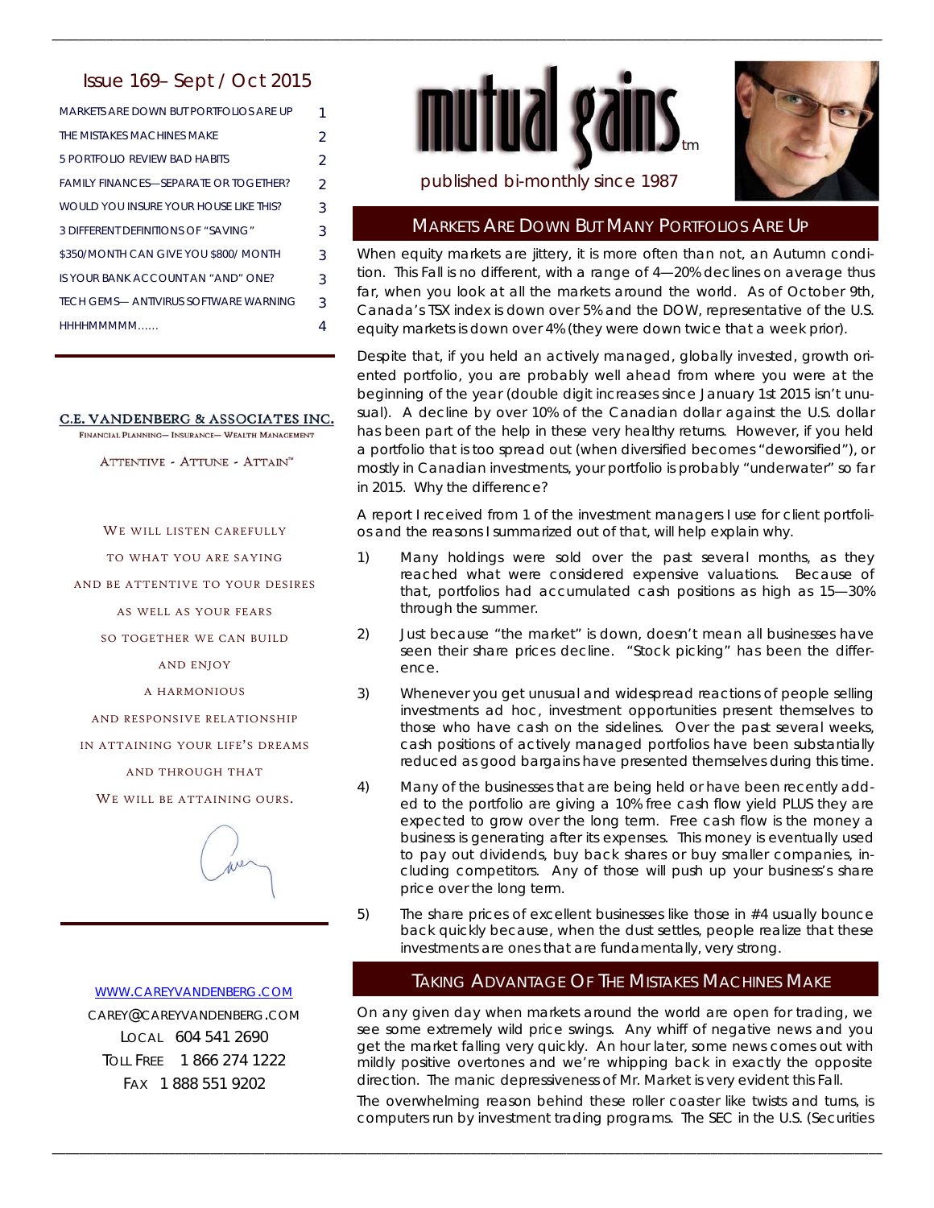# mutual gains™

published bi-monthly since 1987

## Issue 169– Sept / Oct 2015

| | |
|---|---|
| MARKETS ARE DOWN BUT PORTFOLIOS ARE UP | 1 |
| THE MISTAKES MACHINES MAKE | 2 |
| 5 PORTFOLIO REVIEW BAD HABITS | 2 |
| FAMILY FINANCES—SEPARATE OR TOGETHER? | 2 |
| WOULD YOU INSURE YOUR HOUSE LIKE THIS? | 3 |
| 3 DIFFERENT DEFINITIONS OF "SAVING" | 3 |
| $350/MONTH CAN GIVE YOU $800/ MONTH | 3 |
| IS YOUR BANK ACCOUNT AN "AND" ONE? | 3 |
| TECH GEMS— ANTIVIRUS SOFTWARE WARNING | 3 |
| HHHHMMMMM...... | 4 |

**C.E. VANDENBERG & ASSOCIATES INC.**
FINANCIAL PLANNING— INSURANCE— WEALTH MANAGEMENT

ATTENTIVE - ATTUNE - ATTAIN™

WE WILL LISTEN CAREFULLY
TO WHAT YOU ARE SAYING
AND BE ATTENTIVE TO YOUR DESIRES
AS WELL AS YOUR FEARS
SO TOGETHER WE CAN BUILD
AND ENJOY
A HARMONIOUS
AND RESPONSIVE RELATIONSHIP
IN ATTAINING YOUR LIFE'S DREAMS
AND THROUGH THAT
WE WILL BE ATTAINING OURS.

WWW.CAREYVANDENBERG.COM
CAREY@CAREYVANDENBERG.COM
LOCAL 604 541 2690
TOLL FREE 1 866 274 1222
FAX 1 888 551 9202

## Markets Are Down But Many Portfolios Are Up

When equity markets are jittery, it is more often than not, an Autumn condition. This Fall is no different, with a range of 4—20% declines on average thus far, when you look at all the markets around the world. As of October 9th, Canada's TSX index is down over 5% and the DOW, representative of the U.S. equity markets is down over 4% (they were down twice that a week prior).

Despite that, if you held an actively managed, globally invested, growth oriented portfolio, you are probably well ahead from where you were at the beginning of the year (double digit increases since January 1st 2015 isn't unusual). A decline by over 10% of the Canadian dollar against the U.S. dollar has been part of the help in these very healthy returns. However, if you held a portfolio that is too spread out (when diversified becomes "deworsified"), or mostly in Canadian investments, your portfolio is probably "underwater" so far in 2015. Why the difference?

A report I received from 1 of the investment managers I use for client portfolios and the reasons I summarized out of that, will help explain why.

1) Many holdings were sold over the past several months, as they reached what were considered expensive valuations. Because of that, portfolios had accumulated cash positions as high as 15—30% through the summer.

2) Just because "the market" is down, doesn't mean all businesses have seen their share prices decline. "Stock picking" has been the difference.

3) Whenever you get unusual and widespread reactions of people selling investments ad hoc, investment opportunities present themselves to those who have cash on the sidelines. Over the past several weeks, cash positions of actively managed portfolios have been substantially reduced as good bargains have presented themselves during this time.

4) Many of the businesses that are being held or have been recently added to the portfolio are giving a 10% free cash flow yield PLUS they are expected to grow over the long term. Free cash flow is the money a business is generating after its expenses. This money is eventually used to pay out dividends, buy back shares or buy smaller companies, including competitors. Any of those will push up your business's share price over the long term.

5) The share prices of excellent businesses like those in #4 usually bounce back quickly because, when the dust settles, people realize that these investments are ones that are fundamentally, very strong.

## Taking Advantage Of The Mistakes Machines Make

On any given day when markets around the world are open for trading, we see some extremely wild price swings. Any whiff of negative news and you get the market falling very quickly. An hour later, some news comes out with mildly positive overtones and we're whipping back in exactly the opposite direction. The manic depressiveness of Mr. Market is very evident this Fall.

The overwhelming reason behind these roller coaster like twists and turns, is computers run by investment trading programs. The SEC in the U.S. (Securities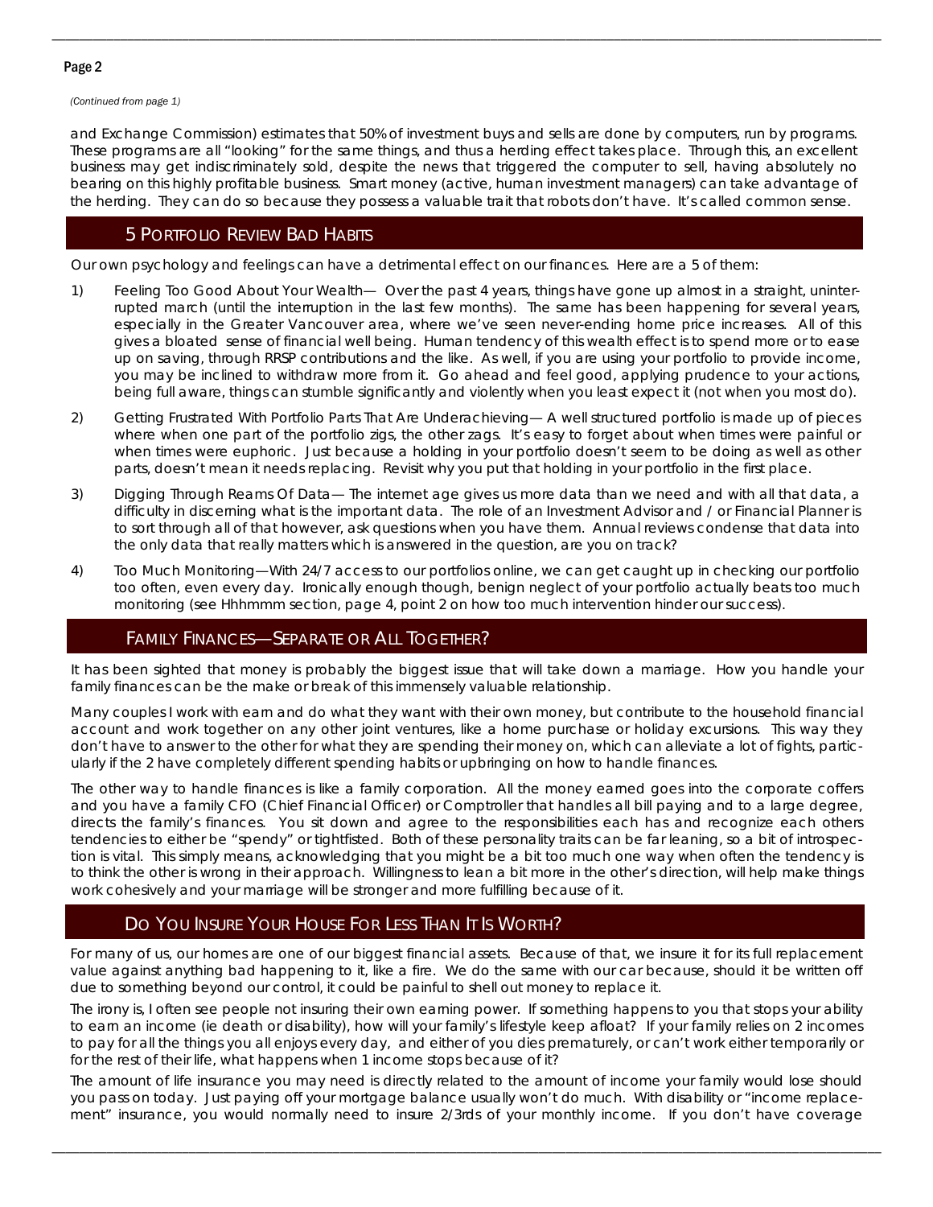*(Continued from page 1)*

and Exchange Commission) estimates that 50% of investment buys and sells are done by computers, run by programs. These programs are all "looking" for the same things, and thus a herding effect takes place. Through this, an excellent business may get indiscriminately sold, despite the news that triggered the computer to sell, having absolutely no bearing on this highly profitable business. Smart money (active, human investment managers) can take advantage of the herding. They can do so because they possess a valuable trait that robots don't have. It's called common sense.

## 5 Portfolio Review Bad Habits

Our own psychology and feelings can have a detrimental effect on our finances. Here are a 5 of them:

1) Feeling Too Good About Your Wealth— Over the past 4 years, things have gone up almost in a straight, uninterrupted march (until the interruption in the last few months). The same has been happening for several years, especially in the Greater Vancouver area, where we've seen never-ending home price increases. All of this gives a bloated sense of financial well being. Human tendency of this wealth effect is to spend more or to ease up on saving, through RRSP contributions and the like. As well, if you are using your portfolio to provide income, you may be inclined to withdraw more from it. Go ahead and feel good, applying prudence to your actions, being full aware, things can stumble significantly and violently when you least expect it (not when you most do).

2) Getting Frustrated With Portfolio Parts That Are Underachieving— A well structured portfolio is made up of pieces where when one part of the portfolio zigs, the other zags. It's easy to forget about when times were painful or when times were euphoric. Just because a holding in your portfolio doesn't seem to be doing as well as other parts, doesn't mean it needs replacing. Revisit why you put that holding in your portfolio in the first place.

3) Digging Through Reams Of Data— The internet age gives us more data than we need and with all that data, a difficulty in discerning what is the important data. The role of an Investment Advisor and / or Financial Planner is to sort through all of that however, ask questions when you have them. Annual reviews condense that data into the only data that really matters which is answered in the question, are you on track?

4) Too Much Monitoring—With 24/7 access to our portfolios online, we can get caught up in checking our portfolio too often, even every day. Ironically enough though, benign neglect of your portfolio actually beats too much monitoring (see Hhhmmm section, page 4, point 2 on how too much intervention hinder our success).

## Family Finances—Separate or All Together?

It has been sighted that money is probably the biggest issue that will take down a marriage. How you handle your family finances can be the make or break of this immensely valuable relationship.

Many couples I work with earn and do what they want with their own money, but contribute to the household financial account and work together on any other joint ventures, like a home purchase or holiday excursions. This way they don't have to answer to the other for what they are spending their money on, which can alleviate a lot of fights, particularly if the 2 have completely different spending habits or upbringing on how to handle finances.

The other way to handle finances is like a family corporation. All the money earned goes into the corporate coffers and you have a family CFO (Chief Financial Officer) or Comptroller that handles all bill paying and to a large degree, directs the family's finances. You sit down and agree to the responsibilities each has and recognize each others tendencies to either be "spendy" or tightfisted. Both of these personality traits can be far leaning, so a bit of introspection is vital. This simply means, acknowledging that you might be a bit too much one way when often the tendency is to think the other is wrong in their approach. Willingness to lean a bit more in the other's direction, will help make things work cohesively and your marriage will be stronger and more fulfilling because of it.

## Do You Insure Your House For Less Than It Is Worth?

For many of us, our homes are one of our biggest financial assets. Because of that, we insure it for its full replacement value against anything bad happening to it, like a fire. We do the same with our car because, should it be written off due to something beyond our control, it could be painful to shell out money to replace it.

The irony is, I often see people not insuring their own earning power. If something happens to you that stops your ability to earn an income (ie death or disability), how will your family's lifestyle keep afloat? If your family relies on 2 incomes to pay for all the things you all enjoys every day, and either of you dies prematurely, or can't work either temporarily or for the rest of their life, what happens when 1 income stops because of it?

The amount of life insurance you may need is directly related to the amount of income your family would lose should you pass on today. Just paying off your mortgage balance usually won't do much. With disability or "income replacement" insurance, you would normally need to insure 2/3rds of your monthly income. If you don't have coverage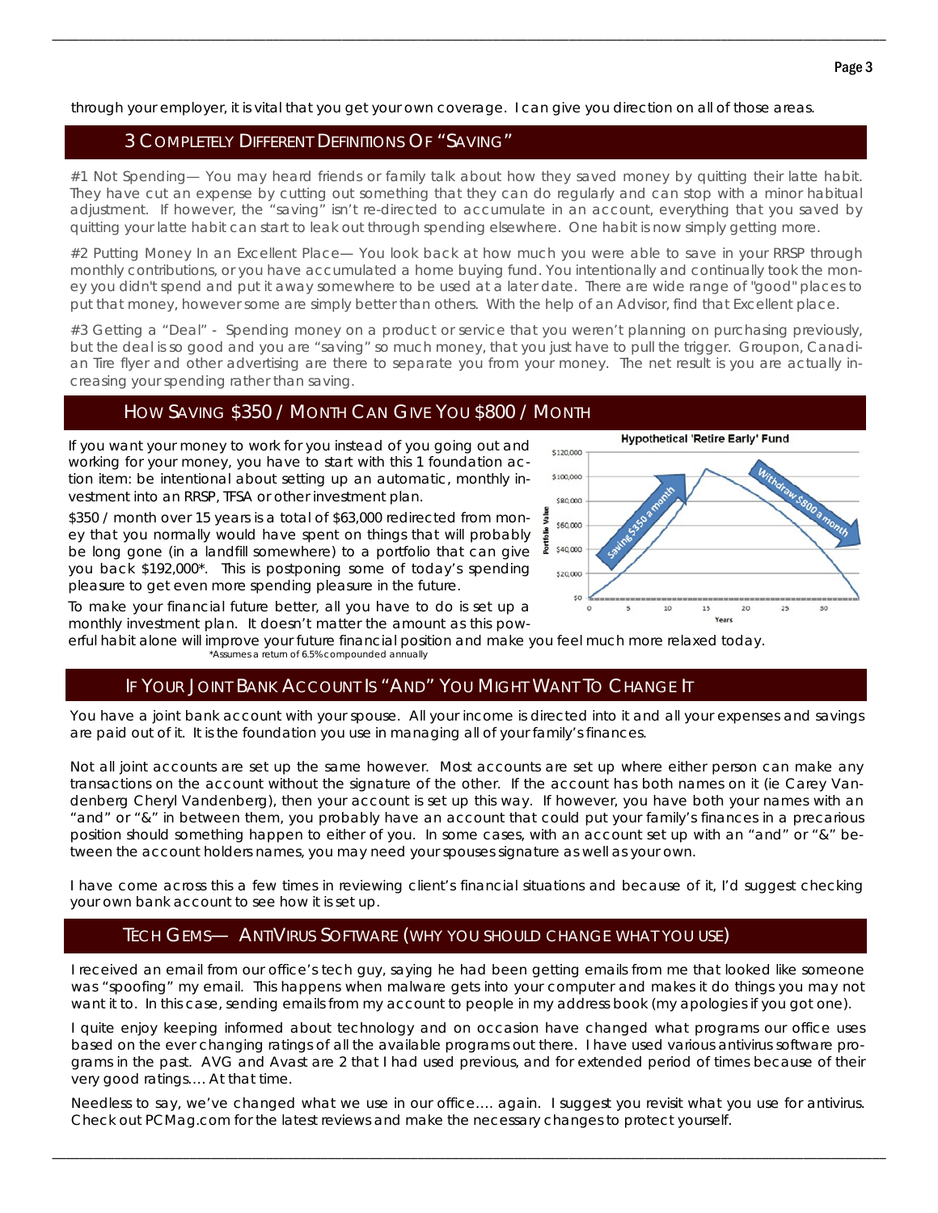through your employer, it is vital that you get your own coverage. I can give you direction on all of those areas.

## 3 Completely Different Definitions Of "Saving"

#1 Not Spending— You may heard friends or family talk about how they saved money by quitting their latte habit. They have cut an expense by cutting out something that they can do regularly and can stop with a minor habitual adjustment. If however, the "saving" isn't re-directed to accumulate in an account, everything that you saved by quitting your latte habit can start to leak out through spending elsewhere. One habit is now simply getting more.

#2 Putting Money In an Excellent Place— You look back at how much you were able to save in your RRSP through monthly contributions, or you have accumulated a home buying fund. You intentionally and continually took the money you didn't spend and put it away somewhere to be used at a later date. There are wide range of "good" places to put that money, however some are simply better than others. With the help of an Advisor, find that Excellent place.

#3 Getting a "Deal" - Spending money on a product or service that you weren't planning on purchasing previously, but the deal is so good and you are "saving" so much money, that you just have to pull the trigger. Groupon, Canadian Tire flyer and other advertising are there to separate you from your money. The net result is you are actually increasing your spending rather than saving.

## How Saving $350 / Month Can Give You $800 / Month

If you want your money to work for you instead of you going out and working for your money, you have to start with this 1 foundation action item: be intentional about setting up an automatic, monthly investment into an RRSP, TFSA or other investment plan.

$350 / month over 15 years is a total of $63,000 redirected from money that you normally would have spent on things that will probably be long gone (in a landfill somewhere) to a portfolio that can give you back $192,000*. This is postponing some of today's spending pleasure to get even more spending pleasure in the future.

To make your financial future better, all you have to do is set up a monthly investment plan. It doesn't matter the amount as this powerful habit alone will improve your future financial position and make you feel much more relaxed today.

*Assumes a return of 6.5% compounded annually

## If Your Joint Bank Account Is "And" You Might Want To Change It

You have a joint bank account with your spouse. All your income is directed into it and all your expenses and savings are paid out of it. It is the foundation you use in managing all of your family's finances.

Not all joint accounts are set up the same however. Most accounts are set up where either person can make any transactions on the account without the signature of the other. If the account has both names on it (ie Carey Vandenberg Cheryl Vandenberg), then your account is set up this way. If however, you have both your names with an "and" or "&" in between them, you probably have an account that could put your family's finances in a precarious position should something happen to either of you. In some cases, with an account set up with an "and" or "&" between the account holders names, you may need your spouses signature as well as your own.

I have come across this a few times in reviewing client's financial situations and because of it, I'd suggest checking your own bank account to see how it is set up.

## Tech Gems— AntiVirus Software (why you should change what you use)

I received an email from our office's tech guy, saying he had been getting emails from me that looked like someone was "spoofing" my email. This happens when malware gets into your computer and makes it do things you may not want it to. In this case, sending emails from my account to people in my address book (my apologies if you got one).

I quite enjoy keeping informed about technology and on occasion have changed what programs our office uses based on the ever changing ratings of all the available programs out there. I have used various antivirus software programs in the past. AVG and Avast are 2 that I had used previous, and for extended period of times because of their very good ratings…. At that time.

Needless to say, we've changed what we use in our office…. again. I suggest you revisit what you use for antivirus. Check out PCMag.com for the latest reviews and make the necessary changes to protect yourself.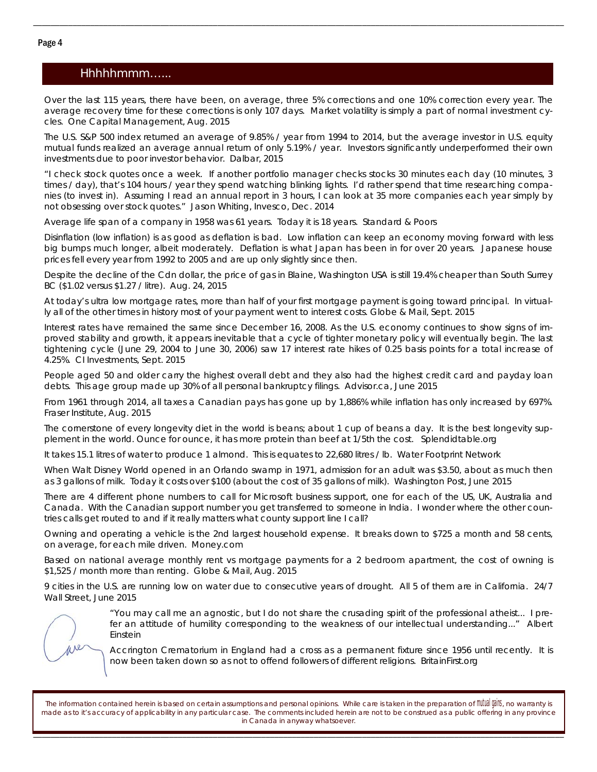## Hhhhhmmm…...

Over the last 115 years, there have been, on average, three 5% corrections and one 10% correction every year. The average recovery time for these corrections is only 107 days. Market volatility is simply a part of normal investment cycles. One Capital Management, Aug. 2015

The U.S. S&P 500 index returned an average of 9.85% / year from 1994 to 2014, but the average investor in U.S. equity mutual funds realized an average annual return of only 5.19% / year. Investors significantly underperformed their own investments due to poor investor behavior. Dalbar, 2015

"I check stock quotes once a week. If another portfolio manager checks stocks 30 minutes each day (10 minutes, 3 times / day), that's 104 hours / year they spend watching blinking lights. I'd rather spend that time researching companies (to invest in). Assuming I read an annual report in 3 hours, I can look at 35 more companies each year simply by not obsessing over stock quotes." Jason Whiting, Invesco, Dec. 2014

Average life span of a company in 1958 was 61 years. Today it is 18 years. Standard & Poors

Disinflation (low inflation) is as good as deflation is bad. Low inflation can keep an economy moving forward with less big bumps much longer, albeit moderately. Deflation is what Japan has been in for over 20 years. Japanese house prices fell every year from 1992 to 2005 and are up only slightly since then.

Despite the decline of the Cdn dollar, the price of gas in Blaine, Washington USA is still 19.4% cheaper than South Surrey BC ($1.02 versus $1.27 / litre). Aug. 24, 2015

At today's ultra low mortgage rates, more than half of your first mortgage payment is going toward principal. In virtually all of the other times in history most of your payment went to interest costs. Globe & Mail, Sept. 2015

Interest rates have remained the same since December 16, 2008. As the U.S. economy continues to show signs of improved stability and growth, it appears inevitable that a cycle of tighter monetary policy will eventually begin. The last tightening cycle (June 29, 2004 to June 30, 2006) saw 17 interest rate hikes of 0.25 basis points for a total increase of 4.25%. CI Investments, Sept. 2015

People aged 50 and older carry the highest overall debt and they also had the highest credit card and payday loan debts. This age group made up 30% of all personal bankruptcy filings. Advisor.ca, June 2015

From 1961 through 2014, all taxes a Canadian pays has gone up by 1,886% while inflation has only increased by 697%. Fraser Institute, Aug. 2015

The cornerstone of every longevity diet in the world is beans; about 1 cup of beans a day. It is the best longevity supplement in the world. Ounce for ounce, it has more protein than beef at 1/5th the cost. Splendidtable.org

It takes 15.1 litres of water to produce 1 almond. This is equates to 22,680 litres / lb. Water Footprint Network

When Walt Disney World opened in an Orlando swamp in 1971, admission for an adult was $3.50, about as much then as 3 gallons of milk. Today it costs over $100 (about the cost of 35 gallons of milk). Washington Post, June 2015

There are 4 different phone numbers to call for Microsoft business support, one for each of the US, UK, Australia and Canada. With the Canadian support number you get transferred to someone in India. I wonder where the other countries calls get routed to and if it really matters what county support line I call?

Owning and operating a vehicle is the 2nd largest household expense. It breaks down to $725 a month and 58 cents, on average, for each mile driven. Money.com

Based on national average monthly rent vs mortgage payments for a 2 bedroom apartment, the cost of owning is $1,525 / month more than renting. Globe & Mail, Aug. 2015

9 cities in the U.S. are running low on water due to consecutive years of drought. All 5 of them are in California. 24/7 Wall Street, June 2015

"You may call me an agnostic, but I do not share the crusading spirit of the professional atheist... I prefer an attitude of humility corresponding to the weakness of our intellectual understanding..." Albert Einstein

Accrington Crematorium in England had a cross as a permanent fixture since 1956 until recently. It is now been taken down so as not to offend followers of different religions. BritainFirst.org

*The information contained herein is based on certain assumptions and personal opinions. While care is taken in the preparation of mutual gains, no warranty is made as to it's accuracy of applicability in any particular case. The comments included herein are not to be construed as a public offering in any province in Canada in anyway whatsoever.*